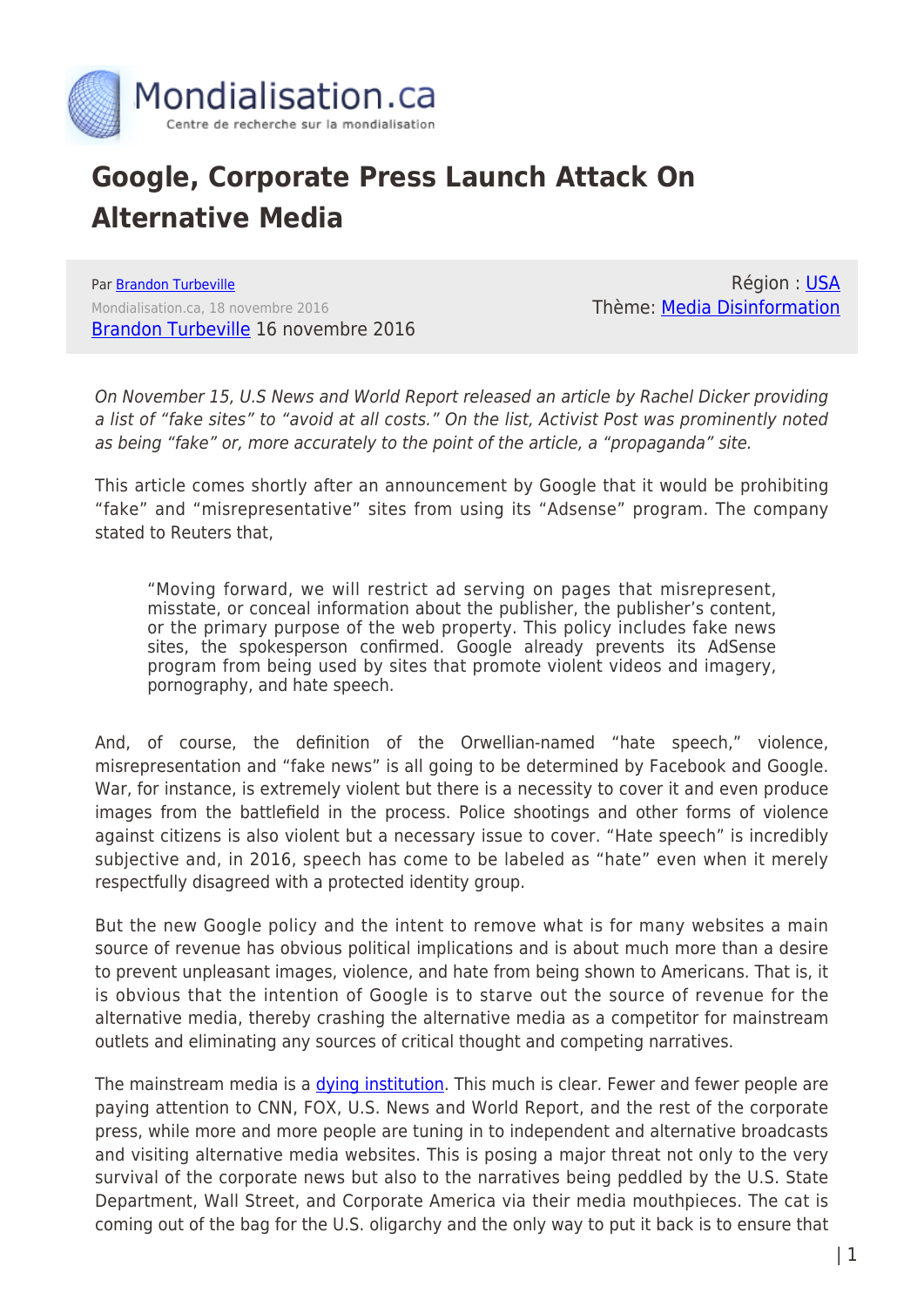# Google, Corporate Press Launch Attack On Alternative Media

Par [Brandon Turbeville](#)
Mondialisation.ca, 18 novembre 2016
[Brandon Turbeville](#) 16 novembre 2016

Région : [USA](#)
Thème: [Media Disinformation](#)

*On November 15, U.S News and World Report released an article by Rachel Dicker providing a list of "fake sites" to "avoid at all costs." On the list, Activist Post was prominently noted as being "fake" or, more accurately to the point of the article, a "propaganda" site.*

This article comes shortly after an announcement by Google that it would be prohibiting "fake" and "misrepresentative" sites from using its "Adsense" program. The company stated to Reuters that,

> "Moving forward, we will restrict ad serving on pages that misrepresent, misstate, or conceal information about the publisher, the publisher's content, or the primary purpose of the web property. This policy includes fake news sites, the spokesperson confirmed. Google already prevents its AdSense program from being used by sites that promote violent videos and imagery, pornography, and hate speech.

And, of course, the definition of the Orwellian-named "hate speech," violence, misrepresentation and "fake news" is all going to be determined by Facebook and Google. War, for instance, is extremely violent but there is a necessity to cover it and even produce images from the battlefield in the process. Police shootings and other forms of violence against citizens is also violent but a necessary issue to cover. "Hate speech" is incredibly subjective and, in 2016, speech has come to be labeled as "hate" even when it merely respectfully disagreed with a protected identity group.

But the new Google policy and the intent to remove what is for many websites a main source of revenue has obvious political implications and is about much more than a desire to prevent unpleasant images, violence, and hate from being shown to Americans. That is, it is obvious that the intention of Google is to starve out the source of revenue for the alternative media, thereby crashing the alternative media as a competitor for mainstream outlets and eliminating any sources of critical thought and competing narratives.

The mainstream media is a [dying institution](#). This much is clear. Fewer and fewer people are paying attention to CNN, FOX, U.S. News and World Report, and the rest of the corporate press, while more and more people are tuning in to independent and alternative broadcasts and visiting alternative media websites. This is posing a major threat not only to the very survival of the corporate news but also to the narratives being peddled by the U.S. State Department, Wall Street, and Corporate America via their media mouthpieces. The cat is coming out of the bag for the U.S. oligarchy and the only way to put it back is to ensure that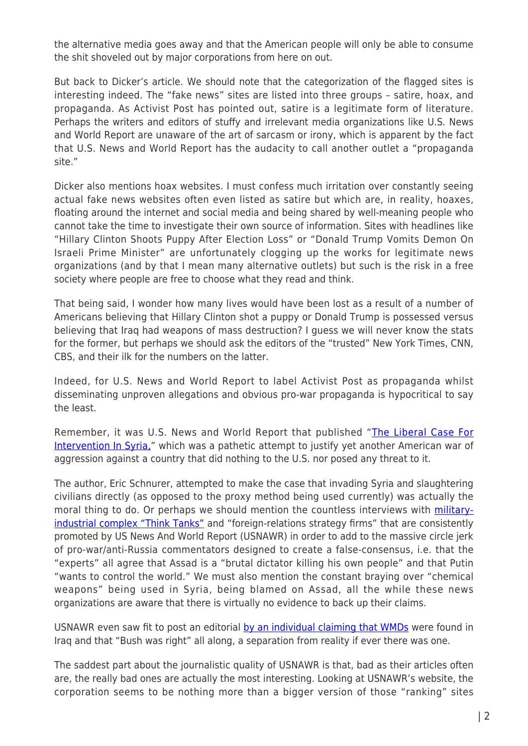the alternative media goes away and that the American people will only be able to consume the shit shoveled out by major corporations from here on out.

But back to Dicker's article. We should note that the categorization of the flagged sites is interesting indeed. The "fake news" sites are listed into three groups – satire, hoax, and propaganda. As Activist Post has pointed out, satire is a legitimate form of literature. Perhaps the writers and editors of stuffy and irrelevant media organizations like U.S. News and World Report are unaware of the art of sarcasm or irony, which is apparent by the fact that U.S. News and World Report has the audacity to call another outlet a "propaganda site."

Dicker also mentions hoax websites. I must confess much irritation over constantly seeing actual fake news websites often even listed as satire but which are, in reality, hoaxes, floating around the internet and social media and being shared by well-meaning people who cannot take the time to investigate their own source of information. Sites with headlines like "Hillary Clinton Shoots Puppy After Election Loss" or "Donald Trump Vomits Demon On Israeli Prime Minister" are unfortunately clogging up the works for legitimate news organizations (and by that I mean many alternative outlets) but such is the risk in a free society where people are free to choose what they read and think.

That being said, I wonder how many lives would have been lost as a result of a number of Americans believing that Hillary Clinton shot a puppy or Donald Trump is possessed versus believing that Iraq had weapons of mass destruction? I guess we will never know the stats for the former, but perhaps we should ask the editors of the "trusted" New York Times, CNN, CBS, and their ilk for the numbers on the latter.

Indeed, for U.S. News and World Report to label Activist Post as propaganda whilst disseminating unproven allegations and obvious pro-war propaganda is hypocritical to say the least.

Remember, it was U.S. News and World Report that published "The Liberal Case For Intervention In Syria," which was a pathetic attempt to justify yet another American war of aggression against a country that did nothing to the U.S. nor posed any threat to it.

The author, Eric Schnurer, attempted to make the case that invading Syria and slaughtering civilians directly (as opposed to the proxy method being used currently) was actually the moral thing to do. Or perhaps we should mention the countless interviews with military-industrial complex "Think Tanks" and "foreign-relations strategy firms" that are consistently promoted by US News And World Report (USNAWR) in order to add to the massive circle jerk of pro-war/anti-Russia commentators designed to create a false-consensus, i.e. that the "experts" all agree that Assad is a "brutal dictator killing his own people" and that Putin "wants to control the world." We must also mention the constant braying over "chemical weapons" being used in Syria, being blamed on Assad, all the while these news organizations are aware that there is virtually no evidence to back up their claims.

USNAWR even saw fit to post an editorial by an individual claiming that WMDs were found in Iraq and that "Bush was right" all along, a separation from reality if ever there was one.

The saddest part about the journalistic quality of USNAWR is that, bad as their articles often are, the really bad ones are actually the most interesting. Looking at USNAWR's website, the corporation seems to be nothing more than a bigger version of those "ranking" sites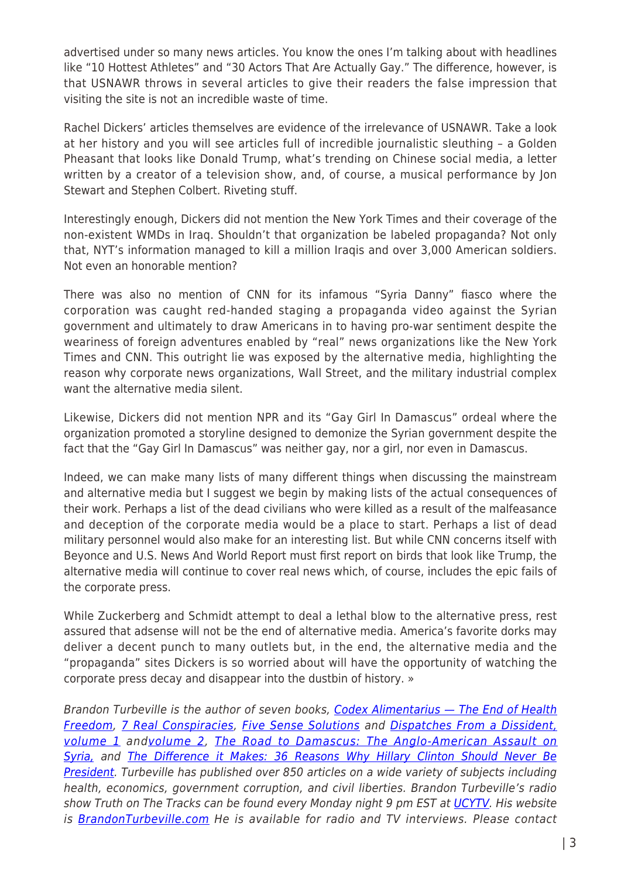advertised under so many news articles. You know the ones I'm talking about with headlines like "10 Hottest Athletes" and "30 Actors That Are Actually Gay." The difference, however, is that USNAWR throws in several articles to give their readers the false impression that visiting the site is not an incredible waste of time.

Rachel Dickers' articles themselves are evidence of the irrelevance of USNAWR. Take a look at her history and you will see articles full of incredible journalistic sleuthing – a Golden Pheasant that looks like Donald Trump, what's trending on Chinese social media, a letter written by a creator of a television show, and, of course, a musical performance by Jon Stewart and Stephen Colbert. Riveting stuff.

Interestingly enough, Dickers did not mention the New York Times and their coverage of the non-existent WMDs in Iraq. Shouldn't that organization be labeled propaganda? Not only that, NYT's information managed to kill a million Iraqis and over 3,000 American soldiers. Not even an honorable mention?

There was also no mention of CNN for its infamous "Syria Danny" fiasco where the corporation was caught red-handed staging a propaganda video against the Syrian government and ultimately to draw Americans in to having pro-war sentiment despite the weariness of foreign adventures enabled by "real" news organizations like the New York Times and CNN. This outright lie was exposed by the alternative media, highlighting the reason why corporate news organizations, Wall Street, and the military industrial complex want the alternative media silent.

Likewise, Dickers did not mention NPR and its "Gay Girl In Damascus" ordeal where the organization promoted a storyline designed to demonize the Syrian government despite the fact that the "Gay Girl In Damascus" was neither gay, nor a girl, nor even in Damascus.

Indeed, we can make many lists of many different things when discussing the mainstream and alternative media but I suggest we begin by making lists of the actual consequences of their work. Perhaps a list of the dead civilians who were killed as a result of the malfeasance and deception of the corporate media would be a place to start. Perhaps a list of dead military personnel would also make for an interesting list. But while CNN concerns itself with Beyonce and U.S. News And World Report must first report on birds that look like Trump, the alternative media will continue to cover real news which, of course, includes the epic fails of the corporate press.

While Zuckerberg and Schmidt attempt to deal a lethal blow to the alternative press, rest assured that adsense will not be the end of alternative media. America's favorite dorks may deliver a decent punch to many outlets but, in the end, the alternative media and the "propaganda" sites Dickers is so worried about will have the opportunity of watching the corporate press decay and disappear into the dustbin of history. »

*Brandon Turbeville is the author of seven books, Codex Alimentarius — The End of Health Freedom, 7 Real Conspiracies, Five Sense Solutions and Dispatches From a Dissident, volume 1 and volume 2, The Road to Damascus: The Anglo-American Assault on Syria, and The Difference it Makes: 36 Reasons Why Hillary Clinton Should Never Be President. Turbeville has published over 850 articles on a wide variety of subjects including health, economics, government corruption, and civil liberties. Brandon Turbeville's radio show Truth on The Tracks can be found every Monday night 9 pm EST at UCYTV. His website is BrandonTurbeville.com He is available for radio and TV interviews. Please contact*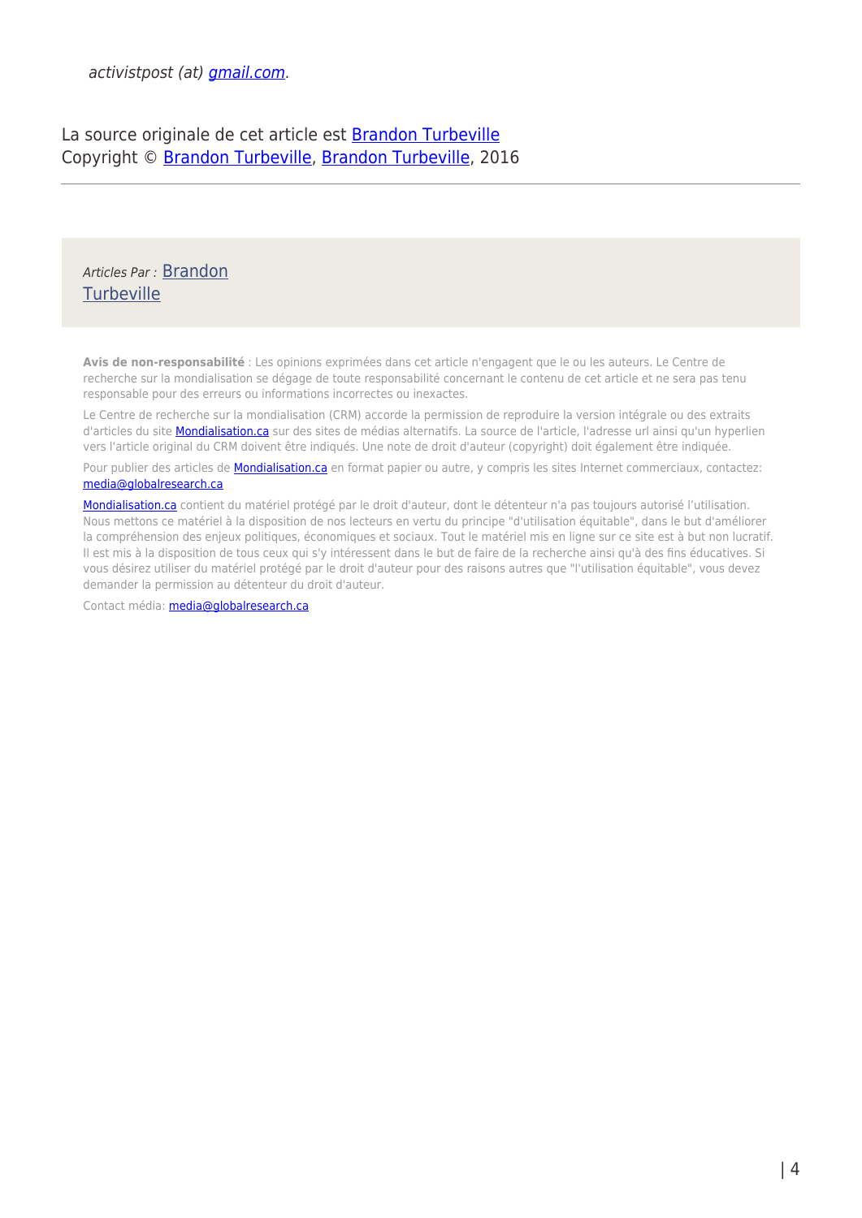*activistpost (at) gmail.com.*

La source originale de cet article est Brandon Turbeville
Copyright © Brandon Turbeville, Brandon Turbeville, 2016

---

*Articles Par :* Brandon Turbeville

**Avis de non-responsabilité** : Les opinions exprimées dans cet article n'engagent que le ou les auteurs. Le Centre de recherche sur la mondialisation se dégage de toute responsabilité concernant le contenu de cet article et ne sera pas tenu responsable pour des erreurs ou informations incorrectes ou inexactes.

Le Centre de recherche sur la mondialisation (CRM) accorde la permission de reproduire la version intégrale ou des extraits d'articles du site Mondialisation.ca sur des sites de médias alternatifs. La source de l'article, l'adresse url ainsi qu'un hyperlien vers l'article original du CRM doivent être indiqués. Une note de droit d'auteur (copyright) doit également être indiquée.

Pour publier des articles de Mondialisation.ca en format papier ou autre, y compris les sites Internet commerciaux, contactez: media@globalresearch.ca

Mondialisation.ca contient du matériel protégé par le droit d'auteur, dont le détenteur n'a pas toujours autorisé l'utilisation. Nous mettons ce matériel à la disposition de nos lecteurs en vertu du principe "d'utilisation équitable", dans le but d'améliorer la compréhension des enjeux politiques, économiques et sociaux. Tout le matériel mis en ligne sur ce site est à but non lucratif. Il est mis à la disposition de tous ceux qui s'y intéressent dans le but de faire de la recherche ainsi qu'à des fins éducatives. Si vous désirez utiliser du matériel protégé par le droit d'auteur pour des raisons autres que "l'utilisation équitable", vous devez demander la permission au détenteur du droit d'auteur.

Contact média: media@globalresearch.ca